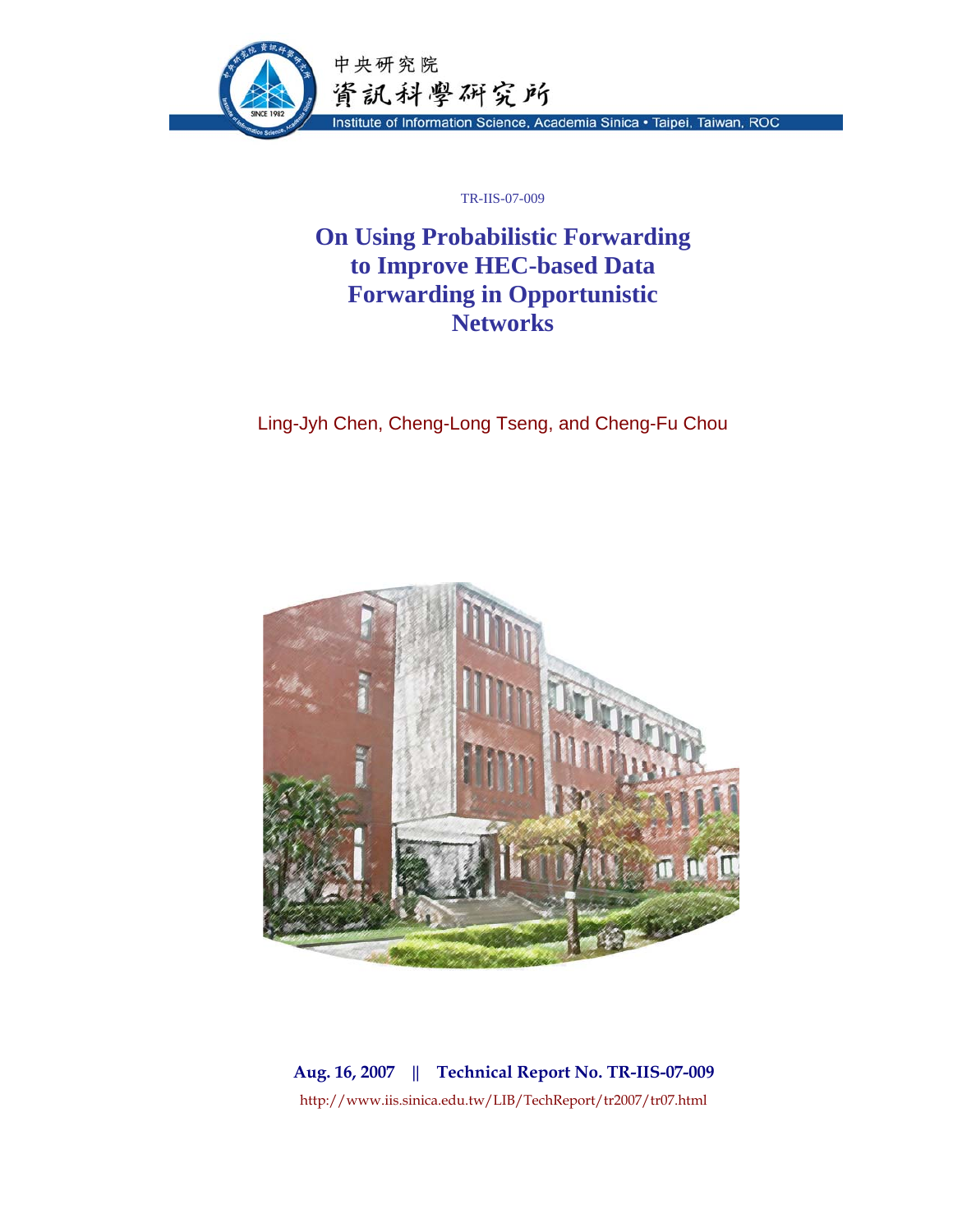中央研究院
資訊科學研究所
Institute of Information Science, Academia Sinica • Taipei, Taiwan, ROC

TR-IIS-07-009

# On Using Probabilistic Forwarding to Improve HEC-based Data Forwarding in Opportunistic Networks

Ling-Jyh Chen, Cheng-Long Tseng, and Cheng-Fu Chou

**Aug. 16, 2007 || Technical Report No. TR-IIS-07-009**

http://www.iis.sinica.edu.tw/LIB/TechReport/tr2007/tr07.html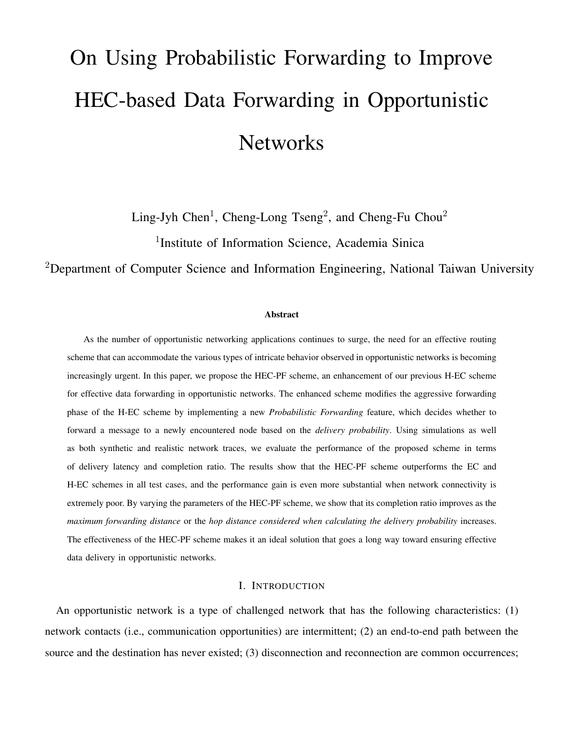# On Using Probabilistic Forwarding to Improve HEC-based Data Forwarding in Opportunistic Networks

Ling-Jyh Chen[1], Cheng-Long Tseng[2], and Cheng-Fu Chou[2]

[1]Institute of Information Science, Academia Sinica

[2]Department of Computer Science and Information Engineering, National Taiwan University

### Abstract

As the number of opportunistic networking applications continues to surge, the need for an effective routing scheme that can accommodate the various types of intricate behavior observed in opportunistic networks is becoming increasingly urgent. In this paper, we propose the HEC-PF scheme, an enhancement of our previous H-EC scheme for effective data forwarding in opportunistic networks. The enhanced scheme modifies the aggressive forwarding phase of the H-EC scheme by implementing a new *Probabilistic Forwarding* feature, which decides whether to forward a message to a newly encountered node based on the *delivery probability*. Using simulations as well as both synthetic and realistic network traces, we evaluate the performance of the proposed scheme in terms of delivery latency and completion ratio. The results show that the HEC-PF scheme outperforms the EC and H-EC schemes in all test cases, and the performance gain is even more substantial when network connectivity is extremely poor. By varying the parameters of the HEC-PF scheme, we show that its completion ratio improves as the *maximum forwarding distance* or the *hop distance considered when calculating the delivery probability* increases. The effectiveness of the HEC-PF scheme makes it an ideal solution that goes a long way toward ensuring effective data delivery in opportunistic networks.

## I. Introduction

An opportunistic network is a type of challenged network that has the following characteristics: (1) network contacts (i.e., communication opportunities) are intermittent; (2) an end-to-end path between the source and the destination has never existed; (3) disconnection and reconnection are common occurrences;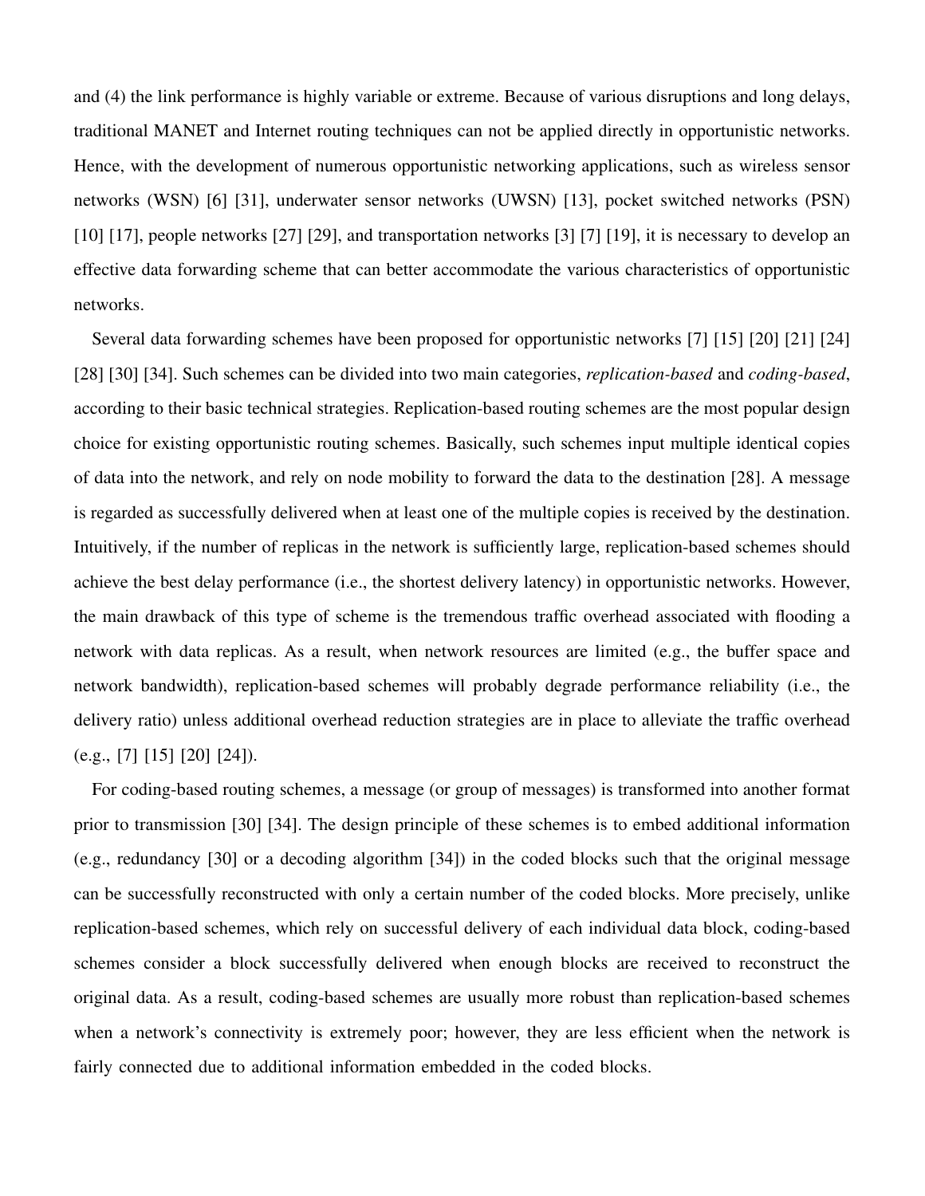and (4) the link performance is highly variable or extreme. Because of various disruptions and long delays, traditional MANET and Internet routing techniques can not be applied directly in opportunistic networks. Hence, with the development of numerous opportunistic networking applications, such as wireless sensor networks (WSN) [6] [31], underwater sensor networks (UWSN) [13], pocket switched networks (PSN) [10] [17], people networks [27] [29], and transportation networks [3] [7] [19], it is necessary to develop an effective data forwarding scheme that can better accommodate the various characteristics of opportunistic networks.

Several data forwarding schemes have been proposed for opportunistic networks [7] [15] [20] [21] [24] [28] [30] [34]. Such schemes can be divided into two main categories, *replication-based* and *coding-based*, according to their basic technical strategies. Replication-based routing schemes are the most popular design choice for existing opportunistic routing schemes. Basically, such schemes input multiple identical copies of data into the network, and rely on node mobility to forward the data to the destination [28]. A message is regarded as successfully delivered when at least one of the multiple copies is received by the destination. Intuitively, if the number of replicas in the network is sufficiently large, replication-based schemes should achieve the best delay performance (i.e., the shortest delivery latency) in opportunistic networks. However, the main drawback of this type of scheme is the tremendous traffic overhead associated with flooding a network with data replicas. As a result, when network resources are limited (e.g., the buffer space and network bandwidth), replication-based schemes will probably degrade performance reliability (i.e., the delivery ratio) unless additional overhead reduction strategies are in place to alleviate the traffic overhead (e.g., [7] [15] [20] [24]).

For coding-based routing schemes, a message (or group of messages) is transformed into another format prior to transmission [30] [34]. The design principle of these schemes is to embed additional information (e.g., redundancy [30] or a decoding algorithm [34]) in the coded blocks such that the original message can be successfully reconstructed with only a certain number of the coded blocks. More precisely, unlike replication-based schemes, which rely on successful delivery of each individual data block, coding-based schemes consider a block successfully delivered when enough blocks are received to reconstruct the original data. As a result, coding-based schemes are usually more robust than replication-based schemes when a network's connectivity is extremely poor; however, they are less efficient when the network is fairly connected due to additional information embedded in the coded blocks.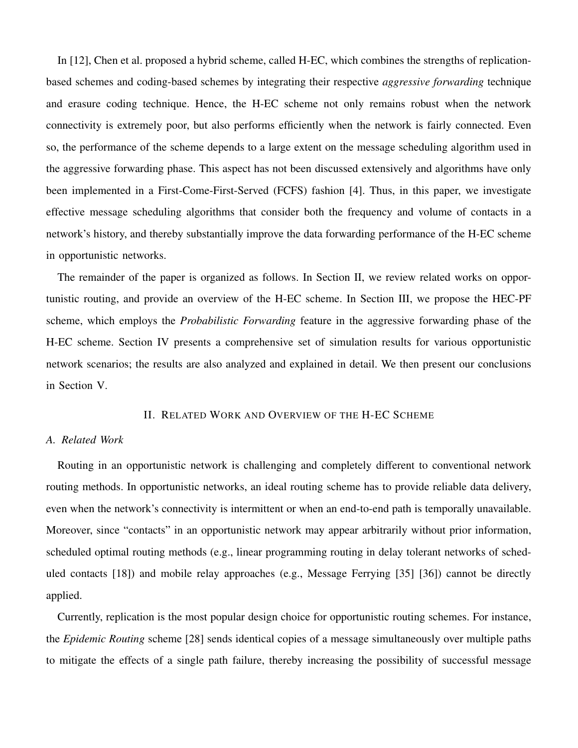In [12], Chen et al. proposed a hybrid scheme, called H-EC, which combines the strengths of replication-based schemes and coding-based schemes by integrating their respective *aggressive forwarding* technique and erasure coding technique. Hence, the H-EC scheme not only remains robust when the network connectivity is extremely poor, but also performs efficiently when the network is fairly connected. Even so, the performance of the scheme depends to a large extent on the message scheduling algorithm used in the aggressive forwarding phase. This aspect has not been discussed extensively and algorithms have only been implemented in a First-Come-First-Served (FCFS) fashion [4]. Thus, in this paper, we investigate effective message scheduling algorithms that consider both the frequency and volume of contacts in a network's history, and thereby substantially improve the data forwarding performance of the H-EC scheme in opportunistic networks.

The remainder of the paper is organized as follows. In Section II, we review related works on opportunistic routing, and provide an overview of the H-EC scheme. In Section III, we propose the HEC-PF scheme, which employs the *Probabilistic Forwarding* feature in the aggressive forwarding phase of the H-EC scheme. Section IV presents a comprehensive set of simulation results for various opportunistic network scenarios; the results are also analyzed and explained in detail. We then present our conclusions in Section V.

## II. Related Work and Overview of the H-EC Scheme

### A. Related Work

Routing in an opportunistic network is challenging and completely different to conventional network routing methods. In opportunistic networks, an ideal routing scheme has to provide reliable data delivery, even when the network's connectivity is intermittent or when an end-to-end path is temporally unavailable. Moreover, since "contacts" in an opportunistic network may appear arbitrarily without prior information, scheduled optimal routing methods (e.g., linear programming routing in delay tolerant networks of scheduled contacts [18]) and mobile relay approaches (e.g., Message Ferrying [35] [36]) cannot be directly applied.

Currently, replication is the most popular design choice for opportunistic routing schemes. For instance, the *Epidemic Routing* scheme [28] sends identical copies of a message simultaneously over multiple paths to mitigate the effects of a single path failure, thereby increasing the possibility of successful message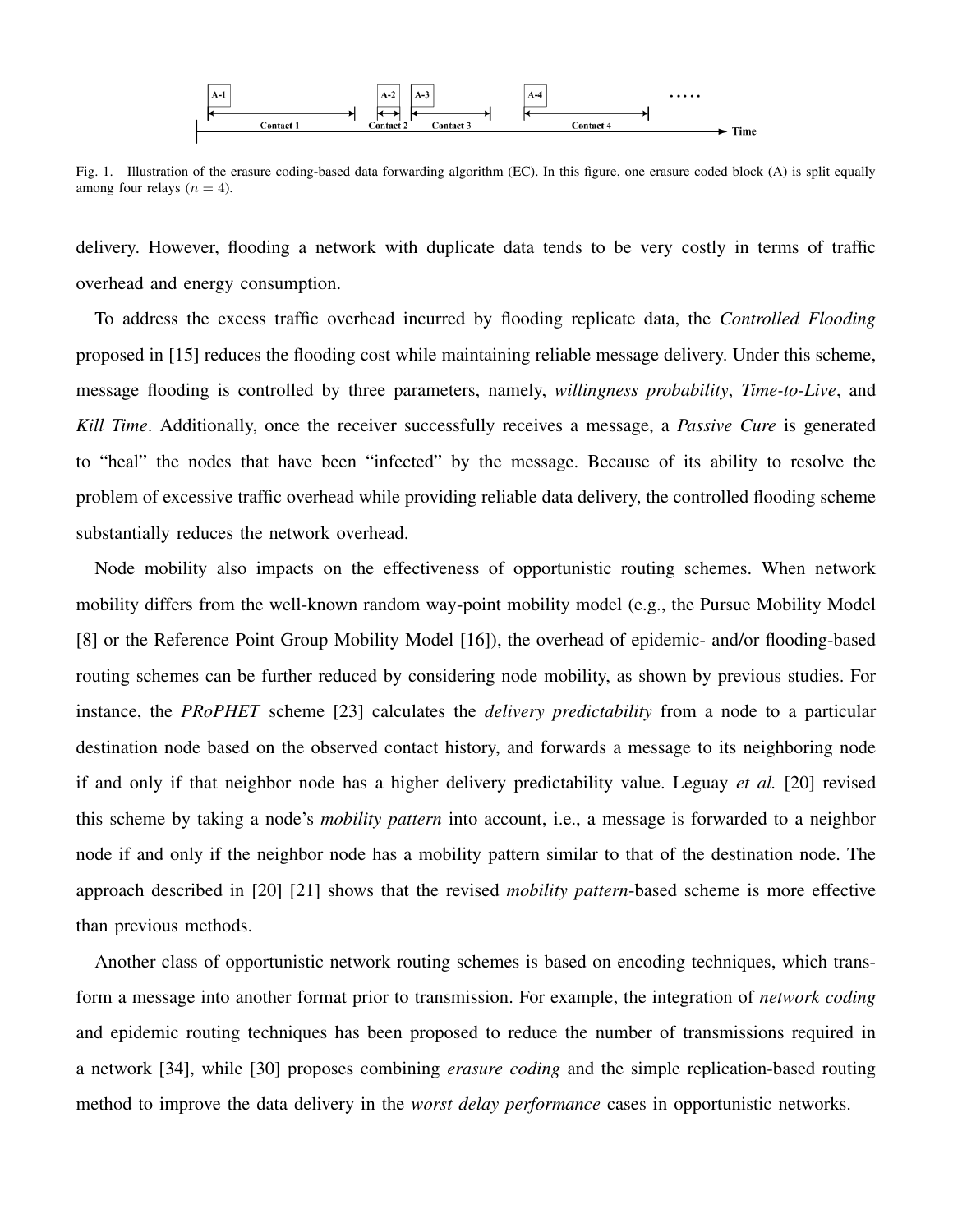Fig. 1. Illustration of the erasure coding-based data forwarding algorithm (EC). In this figure, one erasure coded block (A) is split equally among four relays ($n = 4$).

delivery. However, flooding a network with duplicate data tends to be very costly in terms of traffic overhead and energy consumption.

To address the excess traffic overhead incurred by flooding replicate data, the *Controlled Flooding* proposed in [15] reduces the flooding cost while maintaining reliable message delivery. Under this scheme, message flooding is controlled by three parameters, namely, *willingness probability*, *Time-to-Live*, and *Kill Time*. Additionally, once the receiver successfully receives a message, a *Passive Cure* is generated to "heal" the nodes that have been "infected" by the message. Because of its ability to resolve the problem of excessive traffic overhead while providing reliable data delivery, the controlled flooding scheme substantially reduces the network overhead.

Node mobility also impacts on the effectiveness of opportunistic routing schemes. When network mobility differs from the well-known random way-point mobility model (e.g., the Pursue Mobility Model [8] or the Reference Point Group Mobility Model [16]), the overhead of epidemic- and/or flooding-based routing schemes can be further reduced by considering node mobility, as shown by previous studies. For instance, the *PRoPHET* scheme [23] calculates the *delivery predictability* from a node to a particular destination node based on the observed contact history, and forwards a message to its neighboring node if and only if that neighbor node has a higher delivery predictability value. Leguay *et al.* [20] revised this scheme by taking a node's *mobility pattern* into account, i.e., a message is forwarded to a neighbor node if and only if the neighbor node has a mobility pattern similar to that of the destination node. The approach described in [20] [21] shows that the revised *mobility pattern*-based scheme is more effective than previous methods.

Another class of opportunistic network routing schemes is based on encoding techniques, which transform a message into another format prior to transmission. For example, the integration of *network coding* and epidemic routing techniques has been proposed to reduce the number of transmissions required in a network [34], while [30] proposes combining *erasure coding* and the simple replication-based routing method to improve the data delivery in the *worst delay performance* cases in opportunistic networks.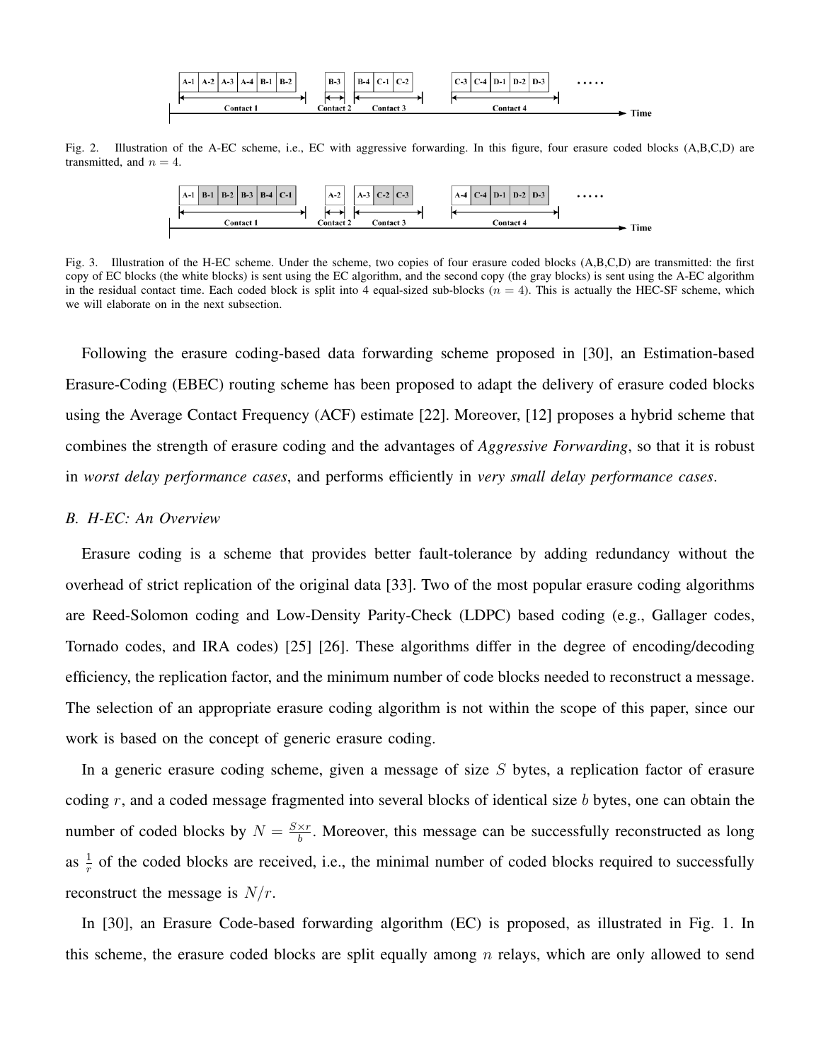Fig. 2. Illustration of the A-EC scheme, i.e., EC with aggressive forwarding. In this figure, four erasure coded blocks (A,B,C,D) are transmitted, and $n = 4$.

Fig. 3. Illustration of the H-EC scheme. Under the scheme, two copies of four erasure coded blocks (A,B,C,D) are transmitted: the first copy of EC blocks (the white blocks) is sent using the EC algorithm, and the second copy (the gray blocks) is sent using the A-EC algorithm in the residual contact time. Each coded block is split into 4 equal-sized sub-blocks ($n = 4$). This is actually the HEC-SF scheme, which we will elaborate on in the next subsection.

Following the erasure coding-based data forwarding scheme proposed in [30], an Estimation-based Erasure-Coding (EBEC) routing scheme has been proposed to adapt the delivery of erasure coded blocks using the Average Contact Frequency (ACF) estimate [22]. Moreover, [12] proposes a hybrid scheme that combines the strength of erasure coding and the advantages of *Aggressive Forwarding*, so that it is robust in *worst delay performance cases*, and performs efficiently in *very small delay performance cases*.

### *B. H-EC: An Overview*

Erasure coding is a scheme that provides better fault-tolerance by adding redundancy without the overhead of strict replication of the original data [33]. Two of the most popular erasure coding algorithms are Reed-Solomon coding and Low-Density Parity-Check (LDPC) based coding (e.g., Gallager codes, Tornado codes, and IRA codes) [25] [26]. These algorithms differ in the degree of encoding/decoding efficiency, the replication factor, and the minimum number of code blocks needed to reconstruct a message. The selection of an appropriate erasure coding algorithm is not within the scope of this paper, since our work is based on the concept of generic erasure coding.

In a generic erasure coding scheme, given a message of size $S$ bytes, a replication factor of erasure coding $r$, and a coded message fragmented into several blocks of identical size $b$ bytes, one can obtain the number of coded blocks by $N = \frac{S \times r}{b}$. Moreover, this message can be successfully reconstructed as long as $\frac{1}{r}$ of the coded blocks are received, i.e., the minimal number of coded blocks required to successfully reconstruct the message is $N/r$.

In [30], an Erasure Code-based forwarding algorithm (EC) is proposed, as illustrated in Fig. 1. In this scheme, the erasure coded blocks are split equally among $n$ relays, which are only allowed to send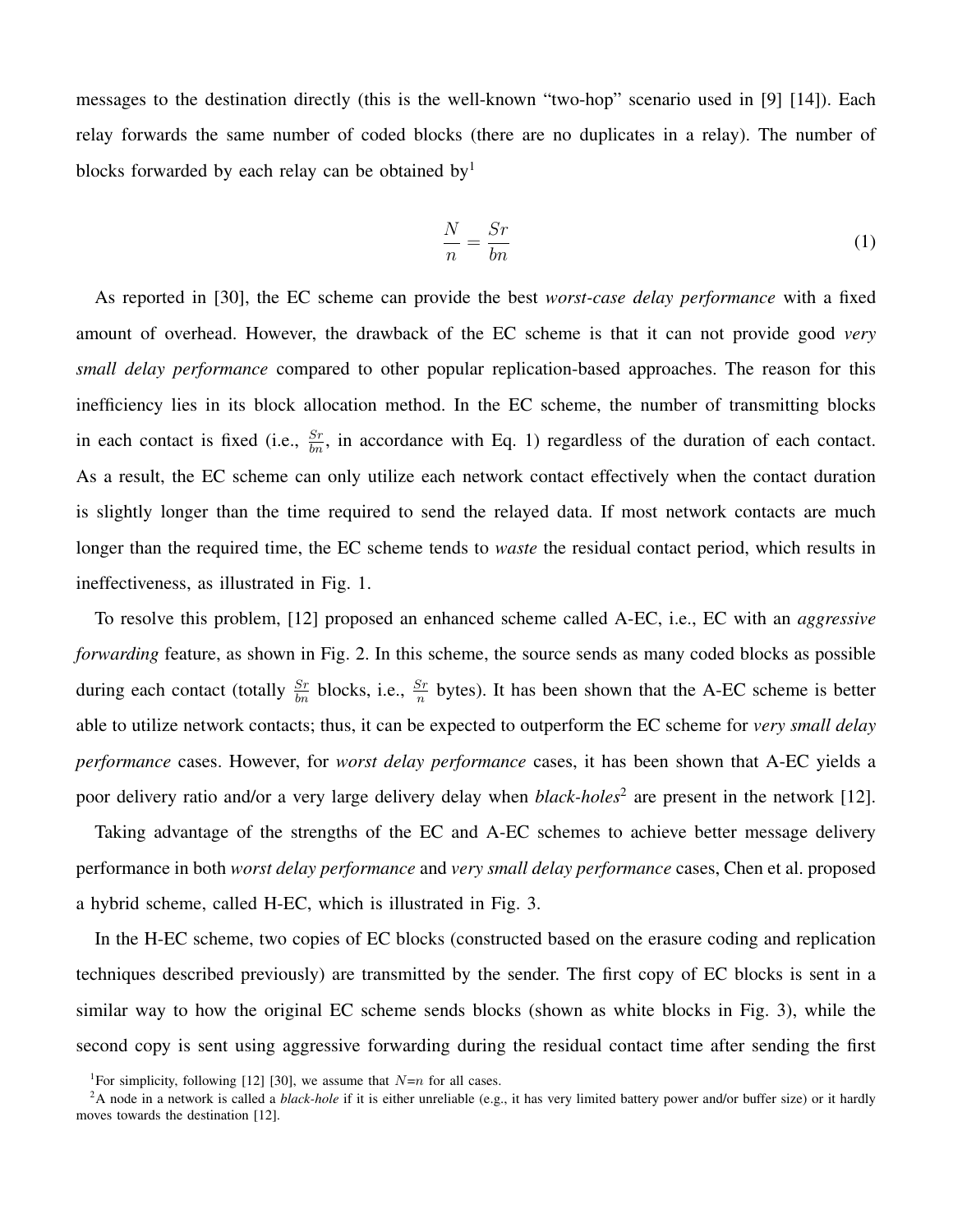messages to the destination directly (this is the well-known "two-hop" scenario used in [9] [14]). Each relay forwards the same number of coded blocks (there are no duplicates in a relay). The number of blocks forwarded by each relay can be obtained by[1]

$$\frac{N}{n} = \frac{Sr}{bn} \tag{1}$$

As reported in [30], the EC scheme can provide the best *worst-case delay performance* with a fixed amount of overhead. However, the drawback of the EC scheme is that it can not provide good *very small delay performance* compared to other popular replication-based approaches. The reason for this inefficiency lies in its block allocation method. In the EC scheme, the number of transmitting blocks in each contact is fixed (i.e., $\frac{Sr}{bn}$, in accordance with Eq. 1) regardless of the duration of each contact. As a result, the EC scheme can only utilize each network contact effectively when the contact duration is slightly longer than the time required to send the relayed data. If most network contacts are much longer than the required time, the EC scheme tends to *waste* the residual contact period, which results in ineffectiveness, as illustrated in Fig. 1.

To resolve this problem, [12] proposed an enhanced scheme called A-EC, i.e., EC with an *aggressive forwarding* feature, as shown in Fig. 2. In this scheme, the source sends as many coded blocks as possible during each contact (totally $\frac{Sr}{bn}$ blocks, i.e., $\frac{Sr}{n}$ bytes). It has been shown that the A-EC scheme is better able to utilize network contacts; thus, it can be expected to outperform the EC scheme for *very small delay performance* cases. However, for *worst delay performance* cases, it has been shown that A-EC yields a poor delivery ratio and/or a very large delivery delay when *black-holes*[2] are present in the network [12].

Taking advantage of the strengths of the EC and A-EC schemes to achieve better message delivery performance in both *worst delay performance* and *very small delay performance* cases, Chen et al. proposed a hybrid scheme, called H-EC, which is illustrated in Fig. 3.

In the H-EC scheme, two copies of EC blocks (constructed based on the erasure coding and replication techniques described previously) are transmitted by the sender. The first copy of EC blocks is sent in a similar way to how the original EC scheme sends blocks (shown as white blocks in Fig. 3), while the second copy is sent using aggressive forwarding during the residual contact time after sending the first

[1]For simplicity, following [12] [30], we assume that $N$=$n$ for all cases.

[2]A node in a network is called a *black-hole* if it is either unreliable (e.g., it has very limited battery power and/or buffer size) or it hardly moves towards the destination [12].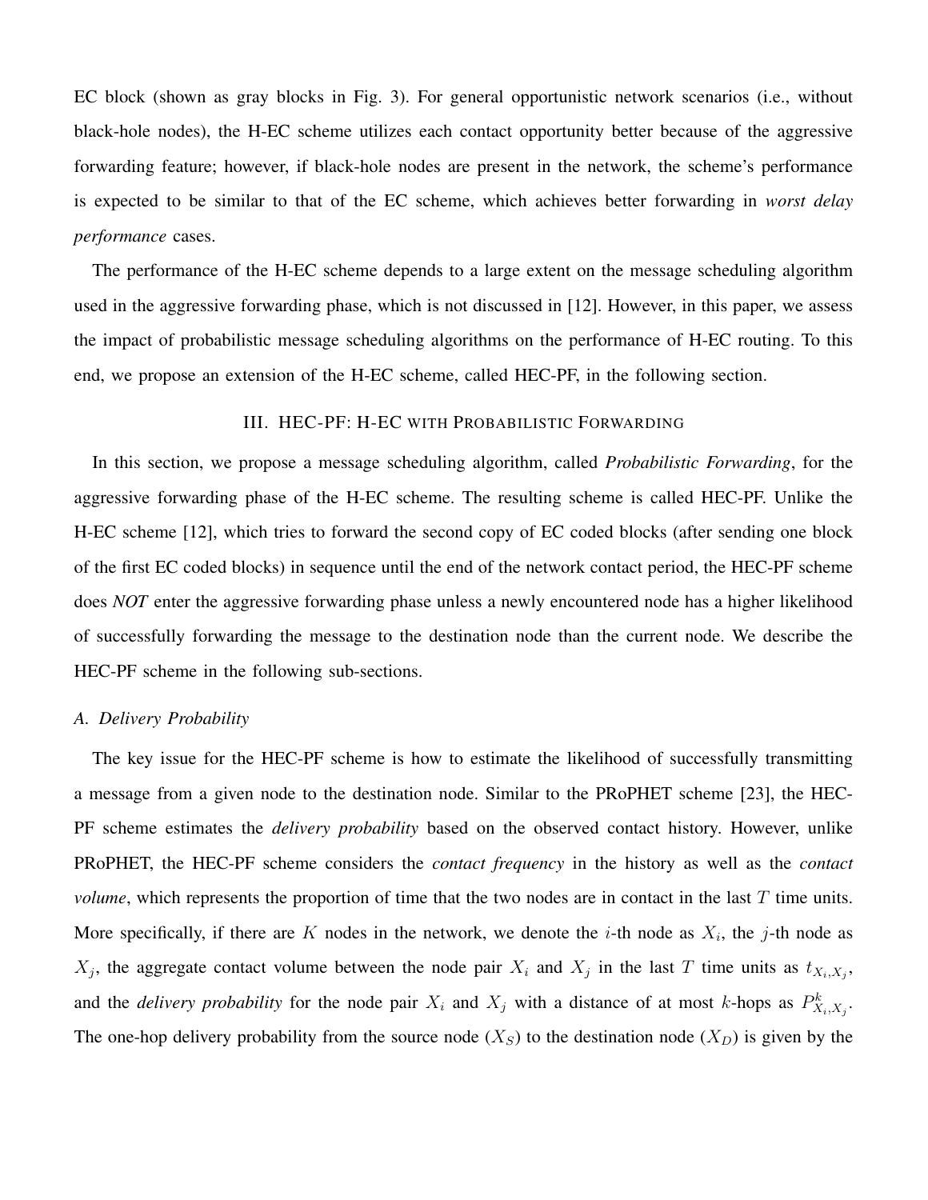EC block (shown as gray blocks in Fig. 3). For general opportunistic network scenarios (i.e., without black-hole nodes), the H-EC scheme utilizes each contact opportunity better because of the aggressive forwarding feature; however, if black-hole nodes are present in the network, the scheme's performance is expected to be similar to that of the EC scheme, which achieves better forwarding in *worst delay performance* cases.

The performance of the H-EC scheme depends to a large extent on the message scheduling algorithm used in the aggressive forwarding phase, which is not discussed in [12]. However, in this paper, we assess the impact of probabilistic message scheduling algorithms on the performance of H-EC routing. To this end, we propose an extension of the H-EC scheme, called HEC-PF, in the following section.

## III. HEC-PF: H-EC with Probabilistic Forwarding

In this section, we propose a message scheduling algorithm, called *Probabilistic Forwarding*, for the aggressive forwarding phase of the H-EC scheme. The resulting scheme is called HEC-PF. Unlike the H-EC scheme [12], which tries to forward the second copy of EC coded blocks (after sending one block of the first EC coded blocks) in sequence until the end of the network contact period, the HEC-PF scheme does *NOT* enter the aggressive forwarding phase unless a newly encountered node has a higher likelihood of successfully forwarding the message to the destination node than the current node. We describe the HEC-PF scheme in the following sub-sections.

### A. Delivery Probability

The key issue for the HEC-PF scheme is how to estimate the likelihood of successfully transmitting a message from a given node to the destination node. Similar to the PRoPHET scheme [23], the HEC-PF scheme estimates the *delivery probability* based on the observed contact history. However, unlike PRoPHET, the HEC-PF scheme considers the *contact frequency* in the history as well as the *contact volume*, which represents the proportion of time that the two nodes are in contact in the last $T$ time units. More specifically, if there are $K$ nodes in the network, we denote the $i$-th node as $X_i$, the $j$-th node as $X_j$, the aggregate contact volume between the node pair $X_i$ and $X_j$ in the last $T$ time units as $t_{X_i,X_j}$, and the *delivery probability* for the node pair $X_i$ and $X_j$ with a distance of at most $k$-hops as $P^k_{X_i,X_j}$. The one-hop delivery probability from the source node ($X_S$) to the destination node ($X_D$) is given by the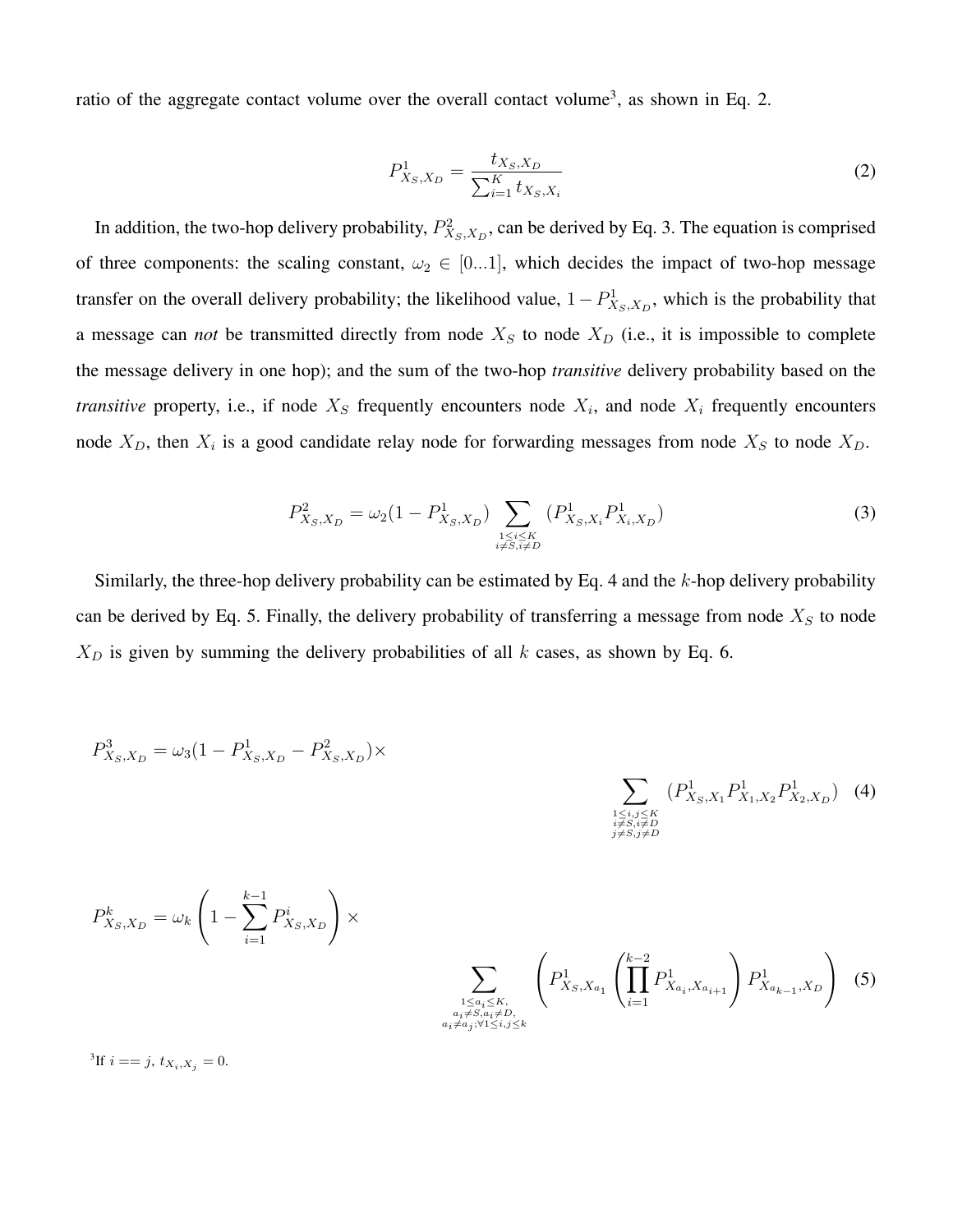ratio of the aggregate contact volume over the overall contact volume[3], as shown in Eq. 2.

$$P^1_{X_S,X_D} = \frac{t_{X_S,X_D}}{\sum_{i=1}^{K} t_{X_S,X_i}} \tag{2}$$

In addition, the two-hop delivery probability, $P^2_{X_S,X_D}$, can be derived by Eq. 3. The equation is comprised of three components: the scaling constant, $\omega_2 \in [0...1]$, which decides the impact of two-hop message transfer on the overall delivery probability; the likelihood value, $1 - P^1_{X_S,X_D}$, which is the probability that a message can *not* be transmitted directly from node $X_S$ to node $X_D$ (i.e., it is impossible to complete the message delivery in one hop); and the sum of the two-hop *transitive* delivery probability based on the *transitive* property, i.e., if node $X_S$ frequently encounters node $X_i$, and node $X_i$ frequently encounters node $X_D$, then $X_i$ is a good candidate relay node for forwarding messages from node $X_S$ to node $X_D$.

$$P^2_{X_S,X_D} = \omega_2(1 - P^1_{X_S,X_D}) \sum_{\substack{1 \le i \le K \\ i \ne S, i \ne D}} (P^1_{X_S,X_i} P^1_{X_i,X_D}) \tag{3}$$

Similarly, the three-hop delivery probability can be estimated by Eq. 4 and the $k$-hop delivery probability can be derived by Eq. 5. Finally, the delivery probability of transferring a message from node $X_S$ to node $X_D$ is given by summing the delivery probabilities of all $k$ cases, as shown by Eq. 6.

$$P^3_{X_S,X_D} = \omega_3(1 - P^1_{X_S,X_D} - P^2_{X_S,X_D}) \times \sum_{\substack{1 \le i,j \le K \\ i \ne S, i \ne D \\ j \ne S, j \ne D}} (P^1_{X_S,X_1} P^1_{X_1,X_2} P^1_{X_2,X_D}) \tag{4}$$

$$P^k_{X_S,X_D} = \omega_k \left(1 - \sum_{i=1}^{k-1} P^i_{X_S,X_D}\right) \times \sum_{\substack{1 \le a_i \le K, \\ a_i \ne S, a_i \ne D, \\ a_i \ne a_j; \forall 1 \le i,j \le k}} \left( P^1_{X_S,X_{a_1}} \left( \prod_{i=1}^{k-2} P^1_{X_{a_i},X_{a_{i+1}}} \right) P^1_{X_{a_{k-1}},X_D} \right) \tag{5}$$

[3] If $i == j$, $t_{X_i,X_j} = 0$.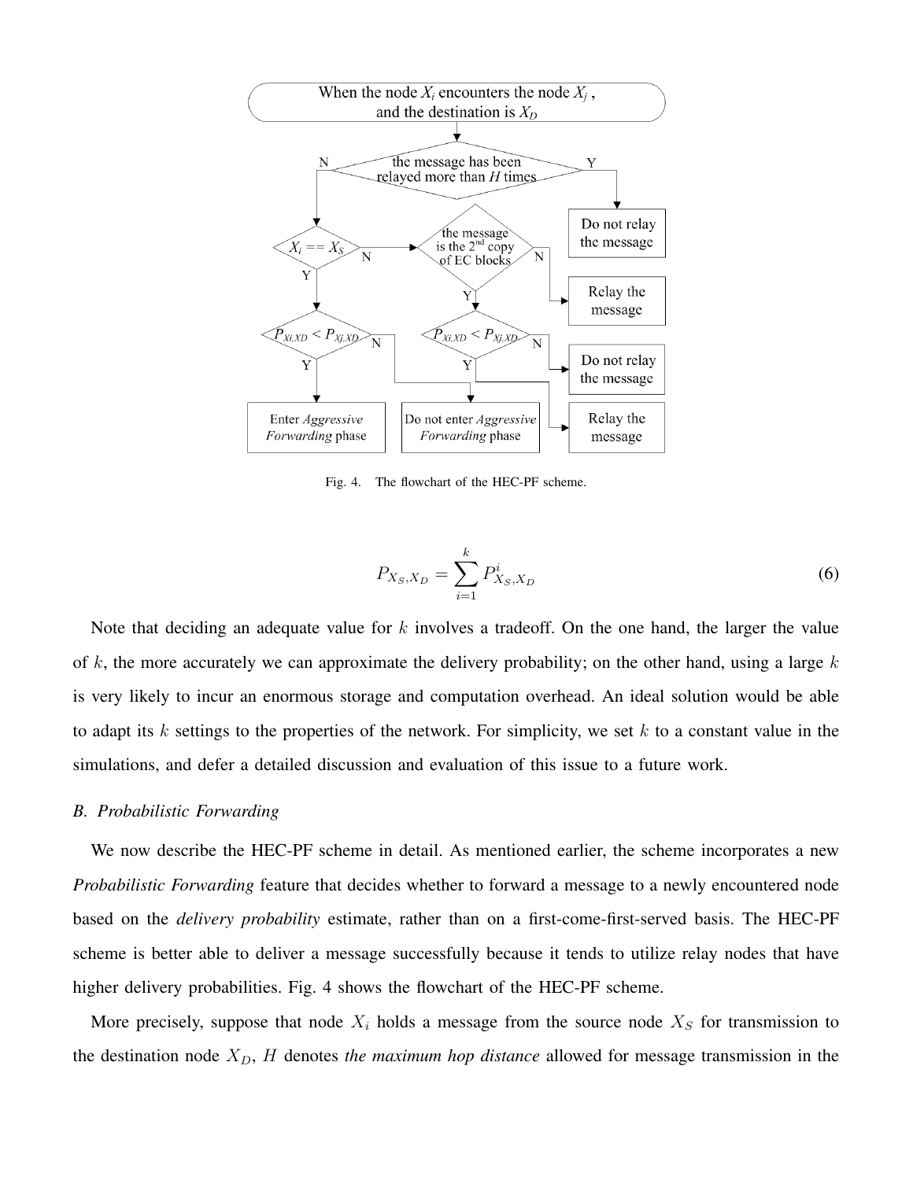Fig. 4. The flowchart of the HEC-PF scheme.

$$P_{X_S,X_D} = \sum_{i=1}^{k} P^i_{X_S,X_D} \tag{6}$$

Note that deciding an adequate value for $k$ involves a tradeoff. On the one hand, the larger the value of $k$, the more accurately we can approximate the delivery probability; on the other hand, using a large $k$ is very likely to incur an enormous storage and computation overhead. An ideal solution would be able to adapt its $k$ settings to the properties of the network. For simplicity, we set $k$ to a constant value in the simulations, and defer a detailed discussion and evaluation of this issue to a future work.

### B. Probabilistic Forwarding

We now describe the HEC-PF scheme in detail. As mentioned earlier, the scheme incorporates a new *Probabilistic Forwarding* feature that decides whether to forward a message to a newly encountered node based on the *delivery probability* estimate, rather than on a first-come-first-served basis. The HEC-PF scheme is better able to deliver a message successfully because it tends to utilize relay nodes that have higher delivery probabilities. Fig. 4 shows the flowchart of the HEC-PF scheme.

More precisely, suppose that node $X_i$ holds a message from the source node $X_S$ for transmission to the destination node $X_D$, $H$ denotes *the maximum hop distance* allowed for message transmission in the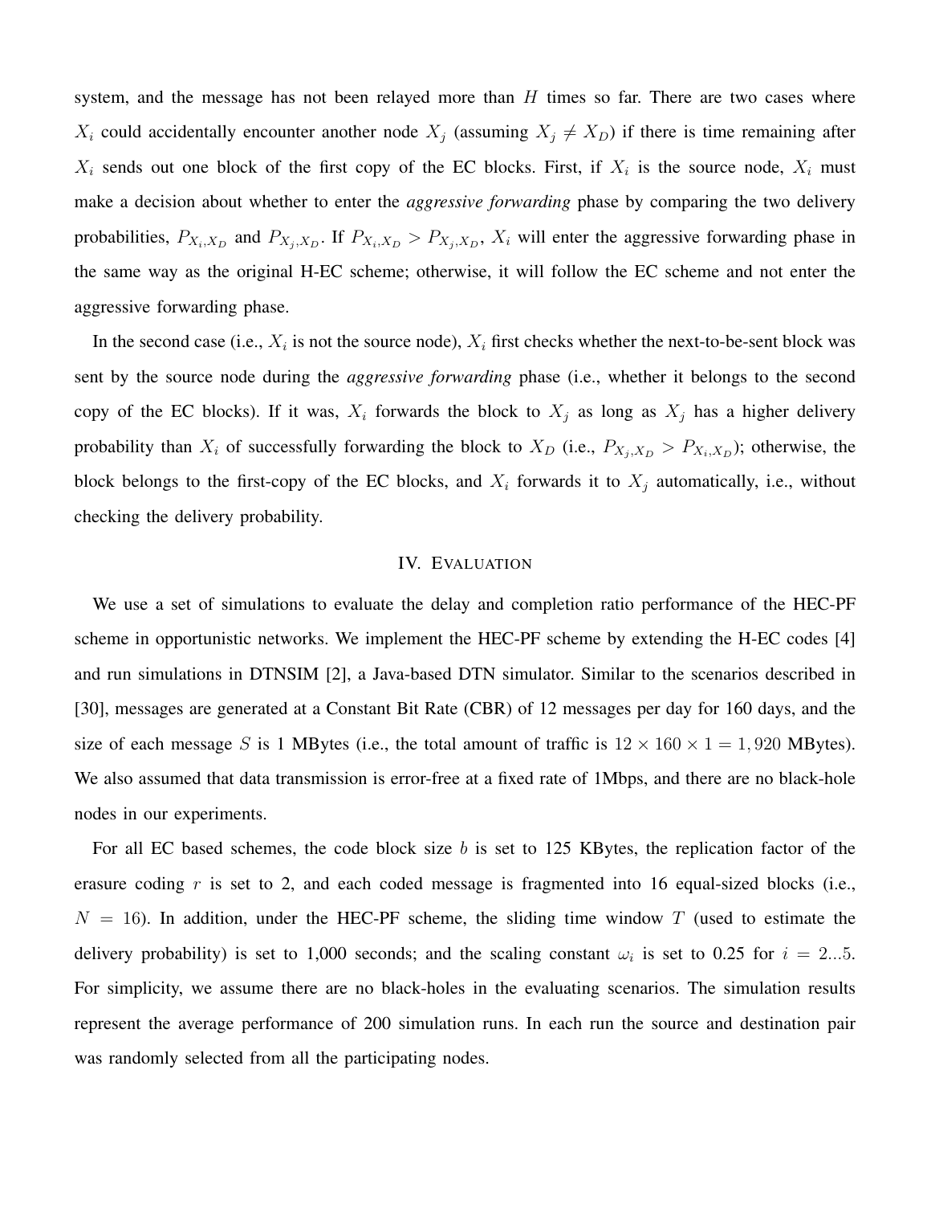system, and the message has not been relayed more than $H$ times so far. There are two cases where $X_i$ could accidentally encounter another node $X_j$ (assuming $X_j \neq X_D$) if there is time remaining after $X_i$ sends out one block of the first copy of the EC blocks. First, if $X_i$ is the source node, $X_i$ must make a decision about whether to enter the *aggressive forwarding* phase by comparing the two delivery probabilities, $P_{X_i,X_D}$ and $P_{X_j,X_D}$. If $P_{X_i,X_D} > P_{X_j,X_D}$, $X_i$ will enter the aggressive forwarding phase in the same way as the original H-EC scheme; otherwise, it will follow the EC scheme and not enter the aggressive forwarding phase.

In the second case (i.e., $X_i$ is not the source node), $X_i$ first checks whether the next-to-be-sent block was sent by the source node during the *aggressive forwarding* phase (i.e., whether it belongs to the second copy of the EC blocks). If it was, $X_i$ forwards the block to $X_j$ as long as $X_j$ has a higher delivery probability than $X_i$ of successfully forwarding the block to $X_D$ (i.e., $P_{X_j,X_D} > P_{X_i,X_D}$); otherwise, the block belongs to the first-copy of the EC blocks, and $X_i$ forwards it to $X_j$ automatically, i.e., without checking the delivery probability.

## IV. Evaluation

We use a set of simulations to evaluate the delay and completion ratio performance of the HEC-PF scheme in opportunistic networks. We implement the HEC-PF scheme by extending the H-EC codes [4] and run simulations in DTNSIM [2], a Java-based DTN simulator. Similar to the scenarios described in [30], messages are generated at a Constant Bit Rate (CBR) of 12 messages per day for 160 days, and the size of each message $S$ is 1 MBytes (i.e., the total amount of traffic is $12 \times 160 \times 1 = 1,920$ MBytes). We also assumed that data transmission is error-free at a fixed rate of 1Mbps, and there are no black-hole nodes in our experiments.

For all EC based schemes, the code block size $b$ is set to 125 KBytes, the replication factor of the erasure coding $r$ is set to 2, and each coded message is fragmented into 16 equal-sized blocks (i.e., $N = 16$). In addition, under the HEC-PF scheme, the sliding time window $T$ (used to estimate the delivery probability) is set to 1,000 seconds; and the scaling constant $\omega_i$ is set to 0.25 for $i = 2...5$. For simplicity, we assume there are no black-holes in the evaluating scenarios. The simulation results represent the average performance of 200 simulation runs. In each run the source and destination pair was randomly selected from all the participating nodes.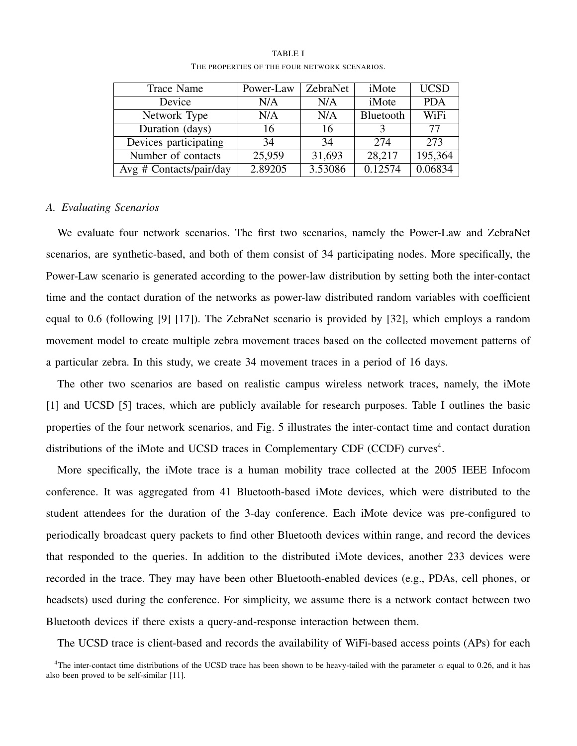TABLE I

THE PROPERTIES OF THE FOUR NETWORK SCENARIOS.

| Trace Name | Power-Law | ZebraNet | iMote | UCSD |
| --- | --- | --- | --- | --- |
| Device | N/A | N/A | iMote | PDA |
| Network Type | N/A | N/A | Bluetooth | WiFi |
| Duration (days) | 16 | 16 | 3 | 77 |
| Devices participating | 34 | 34 | 274 | 273 |
| Number of contacts | 25,959 | 31,693 | 28,217 | 195,364 |
| Avg # Contacts/pair/day | 2.89205 | 3.53086 | 0.12574 | 0.06834 |

### A. Evaluating Scenarios

We evaluate four network scenarios. The first two scenarios, namely the Power-Law and ZebraNet scenarios, are synthetic-based, and both of them consist of 34 participating nodes. More specifically, the Power-Law scenario is generated according to the power-law distribution by setting both the inter-contact time and the contact duration of the networks as power-law distributed random variables with coefficient equal to 0.6 (following [9] [17]). The ZebraNet scenario is provided by [32], which employs a random movement model to create multiple zebra movement traces based on the collected movement patterns of a particular zebra. In this study, we create 34 movement traces in a period of 16 days.

The other two scenarios are based on realistic campus wireless network traces, namely, the iMote [1] and UCSD [5] traces, which are publicly available for research purposes. Table I outlines the basic properties of the four network scenarios, and Fig. 5 illustrates the inter-contact time and contact duration distributions of the iMote and UCSD traces in Complementary CDF (CCDF) curves[4].

More specifically, the iMote trace is a human mobility trace collected at the 2005 IEEE Infocom conference. It was aggregated from 41 Bluetooth-based iMote devices, which were distributed to the student attendees for the duration of the 3-day conference. Each iMote device was pre-configured to periodically broadcast query packets to find other Bluetooth devices within range, and record the devices that responded to the queries. In addition to the distributed iMote devices, another 233 devices were recorded in the trace. They may have been other Bluetooth-enabled devices (e.g., PDAs, cell phones, or headsets) used during the conference. For simplicity, we assume there is a network contact between two Bluetooth devices if there exists a query-and-response interaction between them.

The UCSD trace is client-based and records the availability of WiFi-based access points (APs) for each

[4]The inter-contact time distributions of the UCSD trace has been shown to be heavy-tailed with the parameter $\alpha$ equal to 0.26, and it has also been proved to be self-similar [11].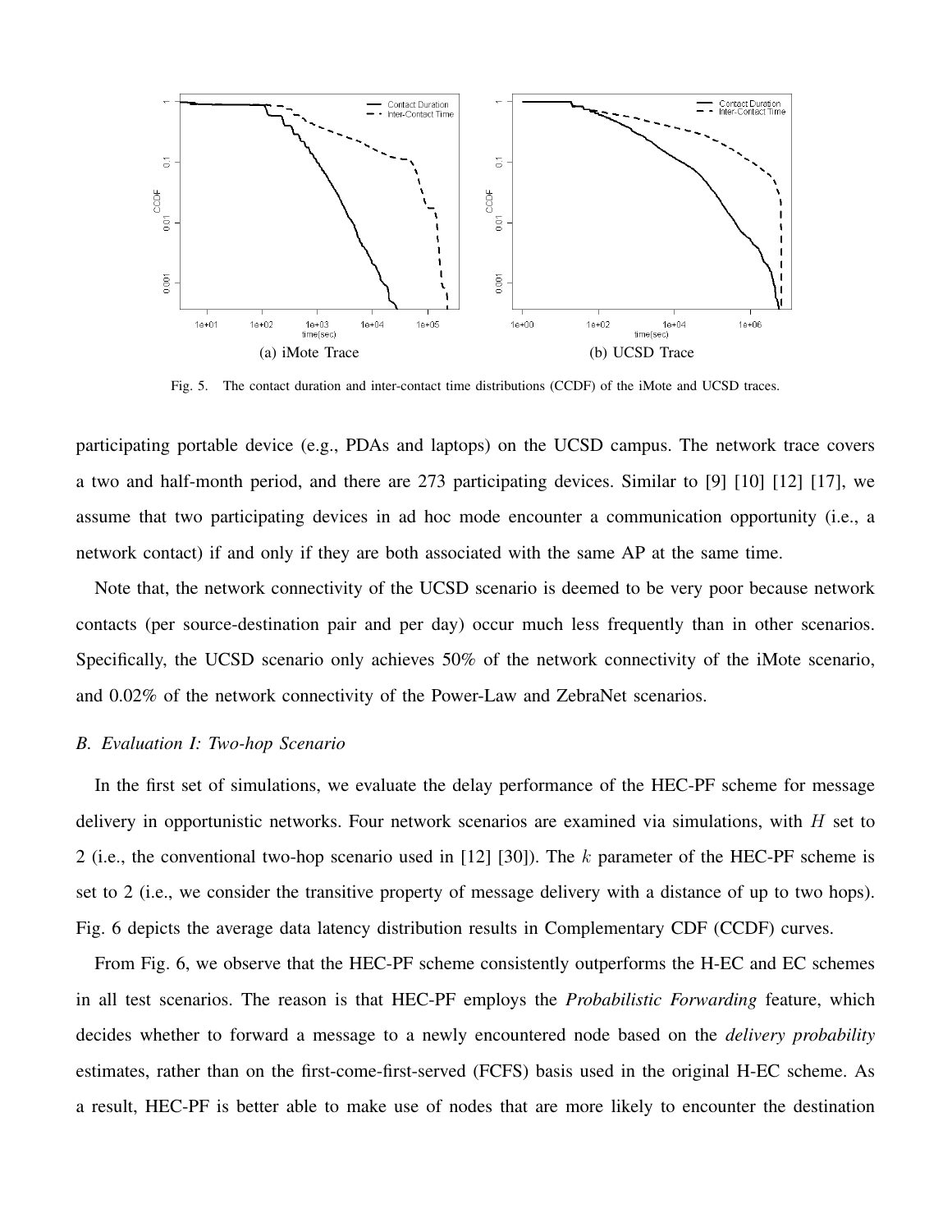(a) iMote Trace

(b) UCSD Trace

Fig. 5. The contact duration and inter-contact time distributions (CCDF) of the iMote and UCSD traces.

participating portable device (e.g., PDAs and laptops) on the UCSD campus. The network trace covers a two and half-month period, and there are 273 participating devices. Similar to [9] [10] [12] [17], we assume that two participating devices in ad hoc mode encounter a communication opportunity (i.e., a network contact) if and only if they are both associated with the same AP at the same time.

Note that, the network connectivity of the UCSD scenario is deemed to be very poor because network contacts (per source-destination pair and per day) occur much less frequently than in other scenarios. Specifically, the UCSD scenario only achieves 50% of the network connectivity of the iMote scenario, and 0.02% of the network connectivity of the Power-Law and ZebraNet scenarios.

### *B. Evaluation I: Two-hop Scenario*

In the first set of simulations, we evaluate the delay performance of the HEC-PF scheme for message delivery in opportunistic networks. Four network scenarios are examined via simulations, with $H$ set to 2 (i.e., the conventional two-hop scenario used in [12] [30]). The $k$ parameter of the HEC-PF scheme is set to 2 (i.e., we consider the transitive property of message delivery with a distance of up to two hops). Fig. 6 depicts the average data latency distribution results in Complementary CDF (CCDF) curves.

From Fig. 6, we observe that the HEC-PF scheme consistently outperforms the H-EC and EC schemes in all test scenarios. The reason is that HEC-PF employs the *Probabilistic Forwarding* feature, which decides whether to forward a message to a newly encountered node based on the *delivery probability* estimates, rather than on the first-come-first-served (FCFS) basis used in the original H-EC scheme. As a result, HEC-PF is better able to make use of nodes that are more likely to encounter the destination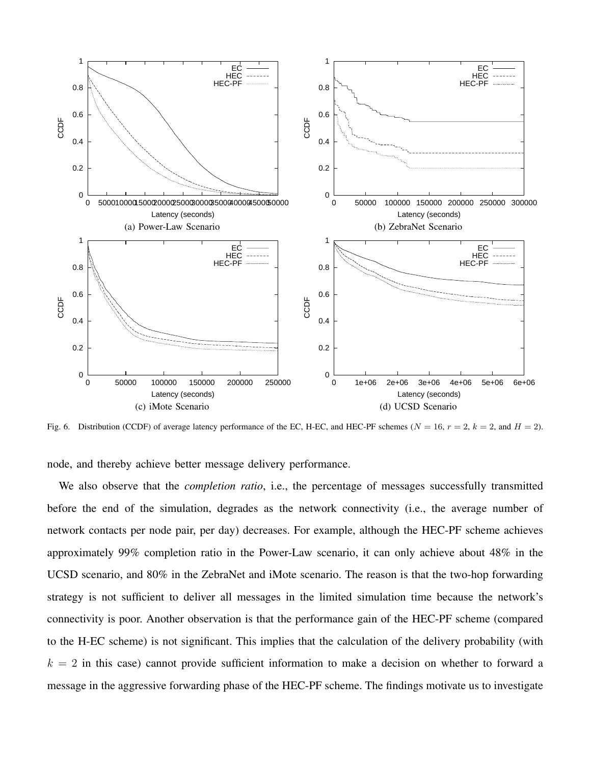(a) Power-Law Scenario

(b) ZebraNet Scenario

(c) iMote Scenario

(d) UCSD Scenario

Fig. 6. Distribution (CCDF) of average latency performance of the EC, H-EC, and HEC-PF schemes ($N = 16$, $r = 2$, $k = 2$, and $H = 2$).

node, and thereby achieve better message delivery performance.

We also observe that the *completion ratio*, i.e., the percentage of messages successfully transmitted before the end of the simulation, degrades as the network connectivity (i.e., the average number of network contacts per node pair, per day) decreases. For example, although the HEC-PF scheme achieves approximately 99% completion ratio in the Power-Law scenario, it can only achieve about 48% in the UCSD scenario, and 80% in the ZebraNet and iMote scenario. The reason is that the two-hop forwarding strategy is not sufficient to deliver all messages in the limited simulation time because the network's connectivity is poor. Another observation is that the performance gain of the HEC-PF scheme (compared to the H-EC scheme) is not significant. This implies that the calculation of the delivery probability (with $k = 2$ in this case) cannot provide sufficient information to make a decision on whether to forward a message in the aggressive forwarding phase of the HEC-PF scheme. The findings motivate us to investigate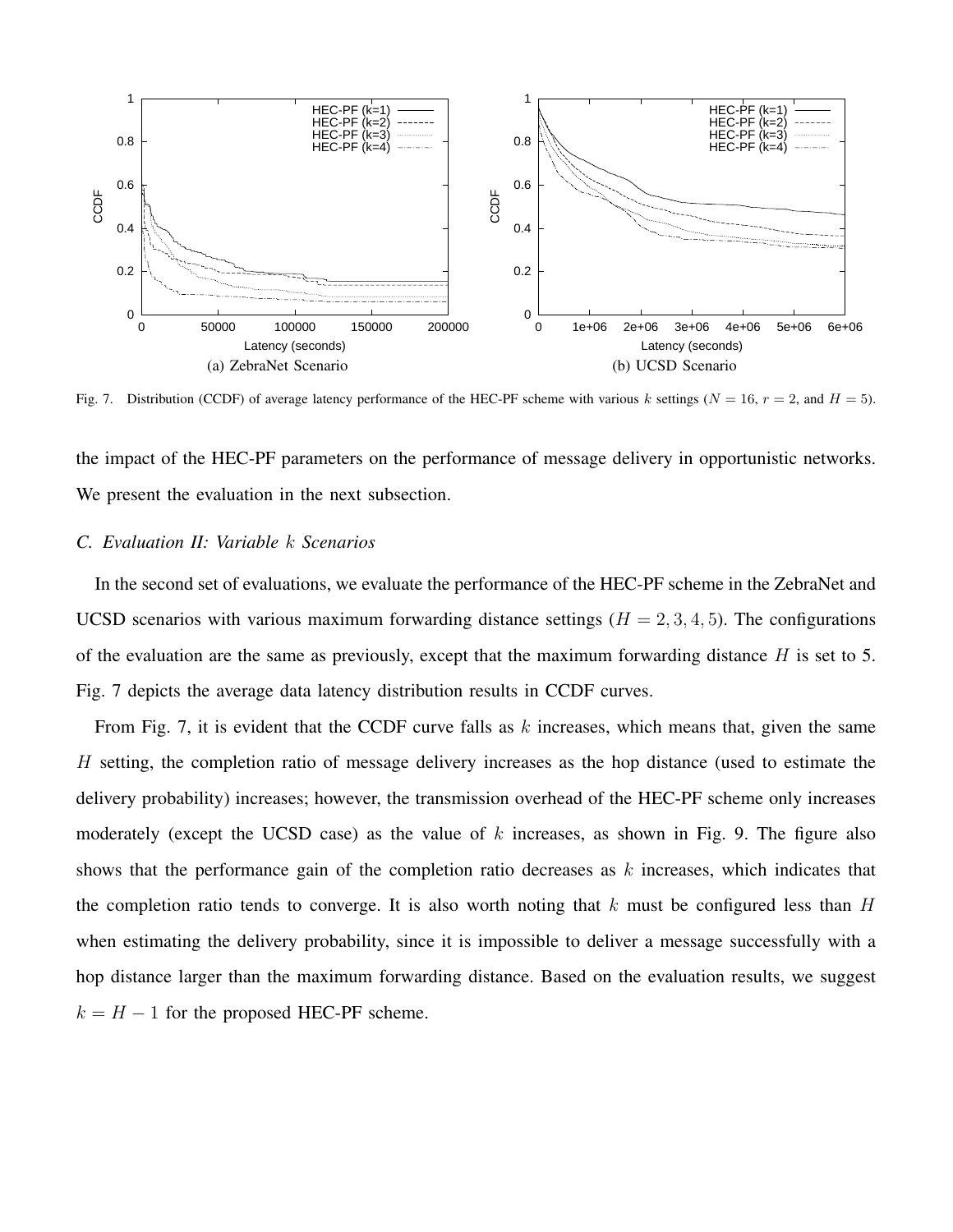(a) ZebraNet Scenario

(b) UCSD Scenario

Fig. 7. Distribution (CCDF) of average latency performance of the HEC-PF scheme with various $k$ settings ($N = 16$, $r = 2$, and $H = 5$).

the impact of the HEC-PF parameters on the performance of message delivery in opportunistic networks. We present the evaluation in the next subsection.

### *C. Evaluation II: Variable $k$ Scenarios*

In the second set of evaluations, we evaluate the performance of the HEC-PF scheme in the ZebraNet and UCSD scenarios with various maximum forwarding distance settings ($H = 2, 3, 4, 5$). The configurations of the evaluation are the same as previously, except that the maximum forwarding distance $H$ is set to 5. Fig. 7 depicts the average data latency distribution results in CCDF curves.

From Fig. 7, it is evident that the CCDF curve falls as $k$ increases, which means that, given the same $H$ setting, the completion ratio of message delivery increases as the hop distance (used to estimate the delivery probability) increases; however, the transmission overhead of the HEC-PF scheme only increases moderately (except the UCSD case) as the value of $k$ increases, as shown in Fig. 9. The figure also shows that the performance gain of the completion ratio decreases as $k$ increases, which indicates that the completion ratio tends to converge. It is also worth noting that $k$ must be configured less than $H$ when estimating the delivery probability, since it is impossible to deliver a message successfully with a hop distance larger than the maximum forwarding distance. Based on the evaluation results, we suggest $k = H - 1$ for the proposed HEC-PF scheme.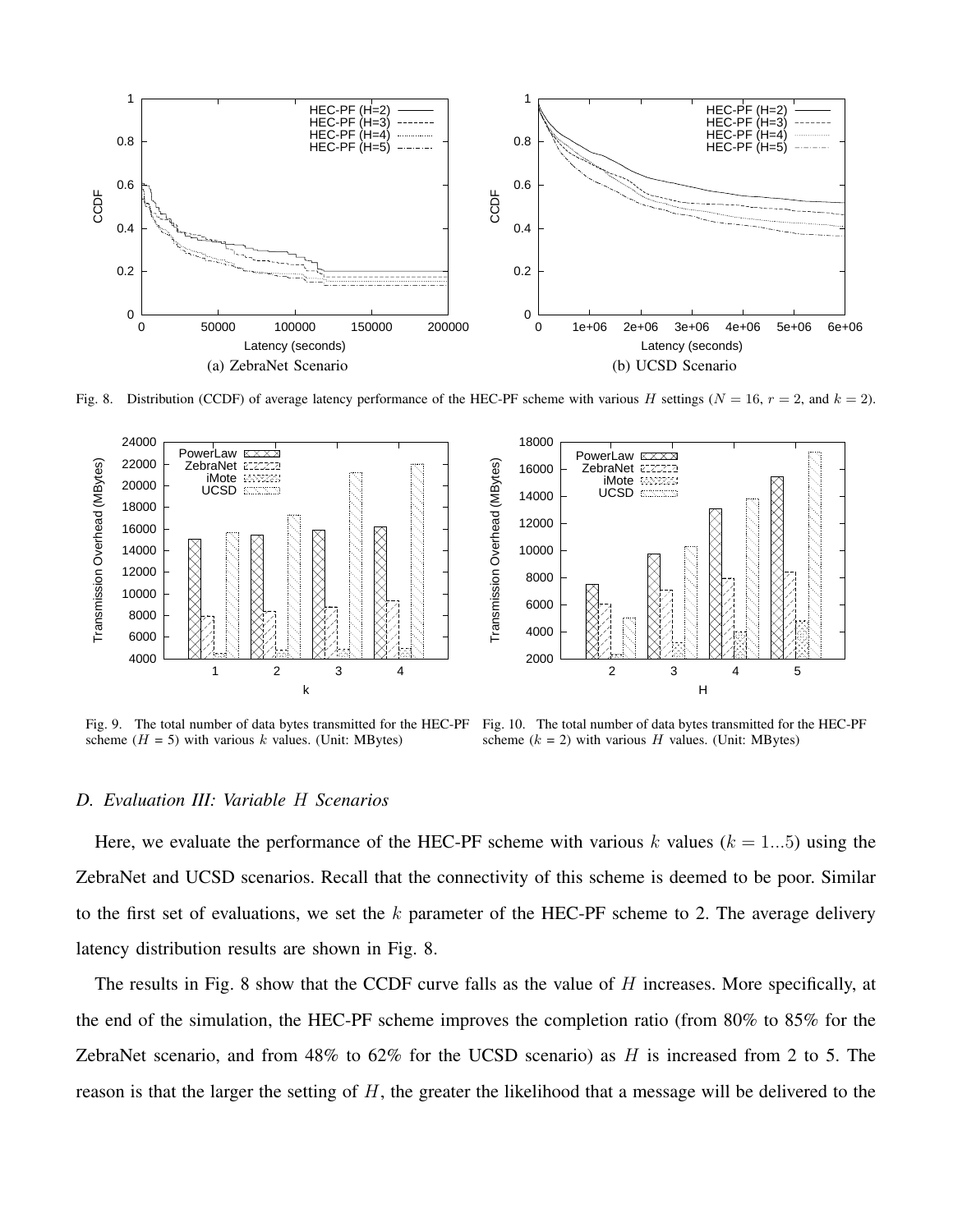Fig. 8. Distribution (CCDF) of average latency performance of the HEC-PF scheme with various $H$ settings ($N = 16$, $r = 2$, and $k = 2$).

Fig. 9. The total number of data bytes transmitted for the HEC-PF scheme ($H$ = 5) with various $k$ values. (Unit: MBytes)

Fig. 10. The total number of data bytes transmitted for the HEC-PF scheme ($k$ = 2) with various $H$ values. (Unit: MBytes)

### D. Evaluation III: Variable $H$ Scenarios

Here, we evaluate the performance of the HEC-PF scheme with various $k$ values ($k = 1...5$) using the ZebraNet and UCSD scenarios. Recall that the connectivity of this scheme is deemed to be poor. Similar to the first set of evaluations, we set the $k$ parameter of the HEC-PF scheme to 2. The average delivery latency distribution results are shown in Fig. 8.

The results in Fig. 8 show that the CCDF curve falls as the value of $H$ increases. More specifically, at the end of the simulation, the HEC-PF scheme improves the completion ratio (from 80% to 85% for the ZebraNet scenario, and from 48% to 62% for the UCSD scenario) as $H$ is increased from 2 to 5. The reason is that the larger the setting of $H$, the greater the likelihood that a message will be delivered to the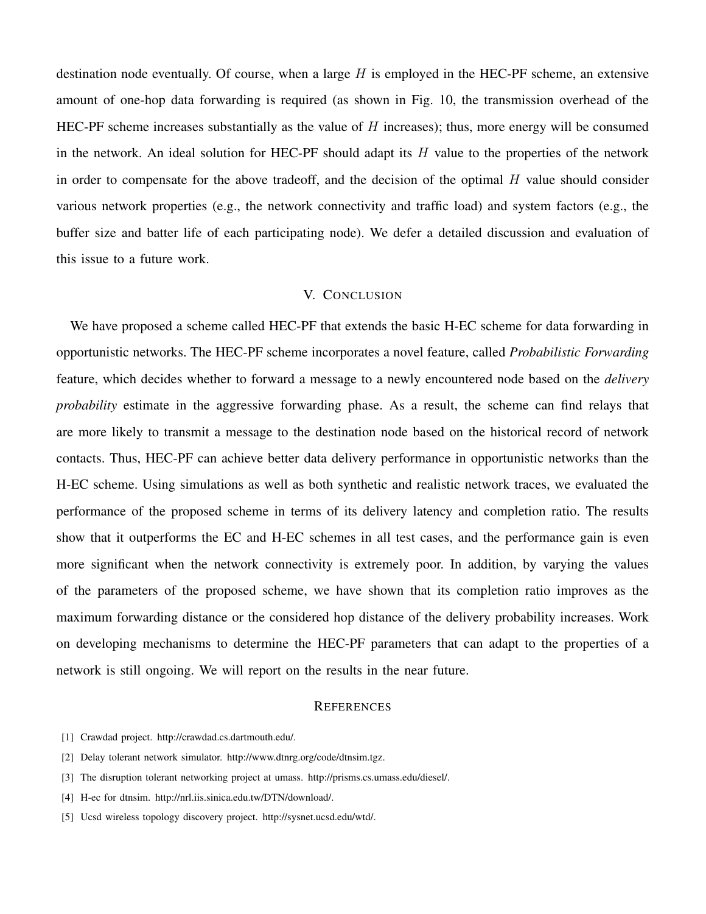destination node eventually. Of course, when a large $H$ is employed in the HEC-PF scheme, an extensive amount of one-hop data forwarding is required (as shown in Fig. 10, the transmission overhead of the HEC-PF scheme increases substantially as the value of $H$ increases); thus, more energy will be consumed in the network. An ideal solution for HEC-PF should adapt its $H$ value to the properties of the network in order to compensate for the above tradeoff, and the decision of the optimal $H$ value should consider various network properties (e.g., the network connectivity and traffic load) and system factors (e.g., the buffer size and batter life of each participating node). We defer a detailed discussion and evaluation of this issue to a future work.

## V. Conclusion

We have proposed a scheme called HEC-PF that extends the basic H-EC scheme for data forwarding in opportunistic networks. The HEC-PF scheme incorporates a novel feature, called *Probabilistic Forwarding* feature, which decides whether to forward a message to a newly encountered node based on the *delivery probability* estimate in the aggressive forwarding phase. As a result, the scheme can find relays that are more likely to transmit a message to the destination node based on the historical record of network contacts. Thus, HEC-PF can achieve better data delivery performance in opportunistic networks than the H-EC scheme. Using simulations as well as both synthetic and realistic network traces, we evaluated the performance of the proposed scheme in terms of its delivery latency and completion ratio. The results show that it outperforms the EC and H-EC schemes in all test cases, and the performance gain is even more significant when the network connectivity is extremely poor. In addition, by varying the values of the parameters of the proposed scheme, we have shown that its completion ratio improves as the maximum forwarding distance or the considered hop distance of the delivery probability increases. Work on developing mechanisms to determine the HEC-PF parameters that can adapt to the properties of a network is still ongoing. We will report on the results in the near future.

## References

[1] Crawdad project. http://crawdad.cs.dartmouth.edu/.

[2] Delay tolerant network simulator. http://www.dtnrg.org/code/dtnsim.tgz.

[3] The disruption tolerant networking project at umass. http://prisms.cs.umass.edu/diesel/.

[4] H-ec for dtnsim. http://nrl.iis.sinica.edu.tw/DTN/download/.

[5] Ucsd wireless topology discovery project. http://sysnet.ucsd.edu/wtd/.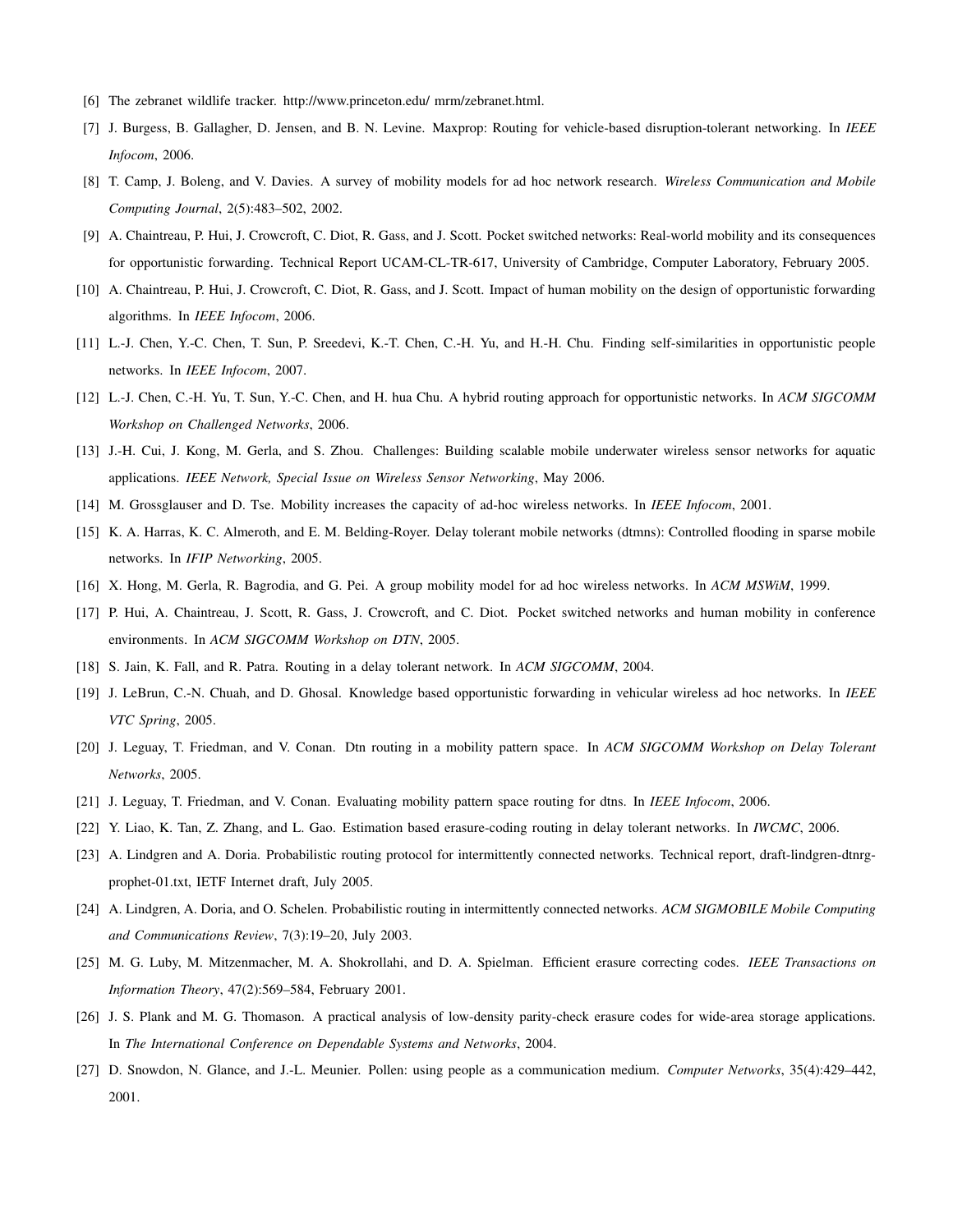[6] The zebranet wildlife tracker. http://www.princeton.edu/ mrm/zebranet.html.

[7] J. Burgess, B. Gallagher, D. Jensen, and B. N. Levine. Maxprop: Routing for vehicle-based disruption-tolerant networking. In *IEEE Infocom*, 2006.

[8] T. Camp, J. Boleng, and V. Davies. A survey of mobility models for ad hoc network research. *Wireless Communication and Mobile Computing Journal*, 2(5):483–502, 2002.

[9] A. Chaintreau, P. Hui, J. Crowcroft, C. Diot, R. Gass, and J. Scott. Pocket switched networks: Real-world mobility and its consequences for opportunistic forwarding. Technical Report UCAM-CL-TR-617, University of Cambridge, Computer Laboratory, February 2005.

[10] A. Chaintreau, P. Hui, J. Crowcroft, C. Diot, R. Gass, and J. Scott. Impact of human mobility on the design of opportunistic forwarding algorithms. In *IEEE Infocom*, 2006.

[11] L.-J. Chen, Y.-C. Chen, T. Sun, P. Sreedevi, K.-T. Chen, C.-H. Yu, and H.-H. Chu. Finding self-similarities in opportunistic people networks. In *IEEE Infocom*, 2007.

[12] L.-J. Chen, C.-H. Yu, T. Sun, Y.-C. Chen, and H. hua Chu. A hybrid routing approach for opportunistic networks. In *ACM SIGCOMM Workshop on Challenged Networks*, 2006.

[13] J.-H. Cui, J. Kong, M. Gerla, and S. Zhou. Challenges: Building scalable mobile underwater wireless sensor networks for aquatic applications. *IEEE Network, Special Issue on Wireless Sensor Networking*, May 2006.

[14] M. Grossglauser and D. Tse. Mobility increases the capacity of ad-hoc wireless networks. In *IEEE Infocom*, 2001.

[15] K. A. Harras, K. C. Almeroth, and E. M. Belding-Royer. Delay tolerant mobile networks (dtmns): Controlled flooding in sparse mobile networks. In *IFIP Networking*, 2005.

[16] X. Hong, M. Gerla, R. Bagrodia, and G. Pei. A group mobility model for ad hoc wireless networks. In *ACM MSWiM*, 1999.

[17] P. Hui, A. Chaintreau, J. Scott, R. Gass, J. Crowcroft, and C. Diot. Pocket switched networks and human mobility in conference environments. In *ACM SIGCOMM Workshop on DTN*, 2005.

[18] S. Jain, K. Fall, and R. Patra. Routing in a delay tolerant network. In *ACM SIGCOMM*, 2004.

[19] J. LeBrun, C.-N. Chuah, and D. Ghosal. Knowledge based opportunistic forwarding in vehicular wireless ad hoc networks. In *IEEE VTC Spring*, 2005.

[20] J. Leguay, T. Friedman, and V. Conan. Dtn routing in a mobility pattern space. In *ACM SIGCOMM Workshop on Delay Tolerant Networks*, 2005.

[21] J. Leguay, T. Friedman, and V. Conan. Evaluating mobility pattern space routing for dtns. In *IEEE Infocom*, 2006.

[22] Y. Liao, K. Tan, Z. Zhang, and L. Gao. Estimation based erasure-coding routing in delay tolerant networks. In *IWCMC*, 2006.

[23] A. Lindgren and A. Doria. Probabilistic routing protocol for intermittently connected networks. Technical report, draft-lindgren-dtnrg-prophet-01.txt, IETF Internet draft, July 2005.

[24] A. Lindgren, A. Doria, and O. Schelen. Probabilistic routing in intermittently connected networks. *ACM SIGMOBILE Mobile Computing and Communications Review*, 7(3):19–20, July 2003.

[25] M. G. Luby, M. Mitzenmacher, M. A. Shokrollahi, and D. A. Spielman. Efficient erasure correcting codes. *IEEE Transactions on Information Theory*, 47(2):569–584, February 2001.

[26] J. S. Plank and M. G. Thomason. A practical analysis of low-density parity-check erasure codes for wide-area storage applications. In *The International Conference on Dependable Systems and Networks*, 2004.

[27] D. Snowdon, N. Glance, and J.-L. Meunier. Pollen: using people as a communication medium. *Computer Networks*, 35(4):429–442, 2001.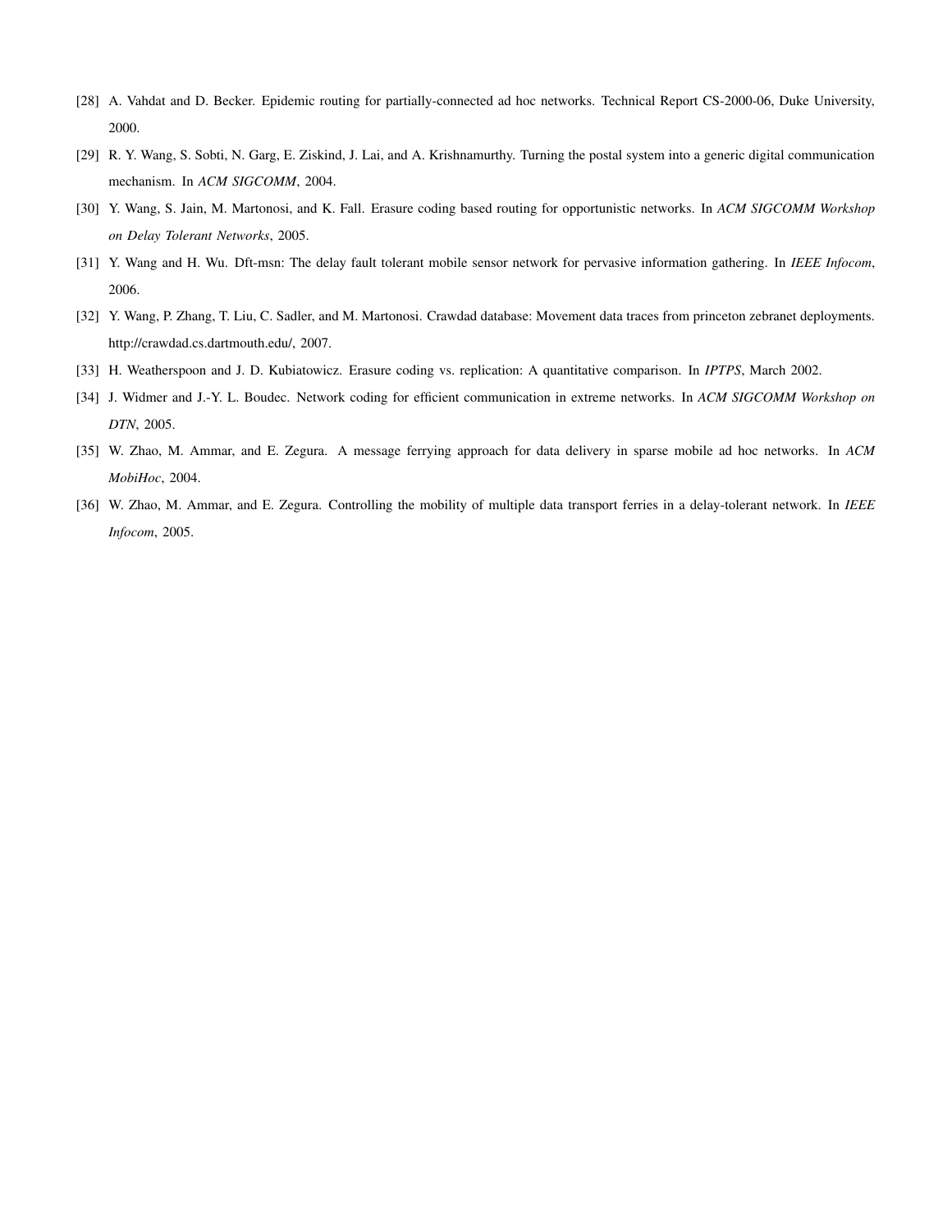[28] A. Vahdat and D. Becker. Epidemic routing for partially-connected ad hoc networks. Technical Report CS-2000-06, Duke University, 2000.

[29] R. Y. Wang, S. Sobti, N. Garg, E. Ziskind, J. Lai, and A. Krishnamurthy. Turning the postal system into a generic digital communication mechanism. In *ACM SIGCOMM*, 2004.

[30] Y. Wang, S. Jain, M. Martonosi, and K. Fall. Erasure coding based routing for opportunistic networks. In *ACM SIGCOMM Workshop on Delay Tolerant Networks*, 2005.

[31] Y. Wang and H. Wu. Dft-msn: The delay fault tolerant mobile sensor network for pervasive information gathering. In *IEEE Infocom*, 2006.

[32] Y. Wang, P. Zhang, T. Liu, C. Sadler, and M. Martonosi. Crawdad database: Movement data traces from princeton zebranet deployments. http://crawdad.cs.dartmouth.edu/, 2007.

[33] H. Weatherspoon and J. D. Kubiatowicz. Erasure coding vs. replication: A quantitative comparison. In *IPTPS*, March 2002.

[34] J. Widmer and J.-Y. L. Boudec. Network coding for efficient communication in extreme networks. In *ACM SIGCOMM Workshop on DTN*, 2005.

[35] W. Zhao, M. Ammar, and E. Zegura. A message ferrying approach for data delivery in sparse mobile ad hoc networks. In *ACM MobiHoc*, 2004.

[36] W. Zhao, M. Ammar, and E. Zegura. Controlling the mobility of multiple data transport ferries in a delay-tolerant network. In *IEEE Infocom*, 2005.